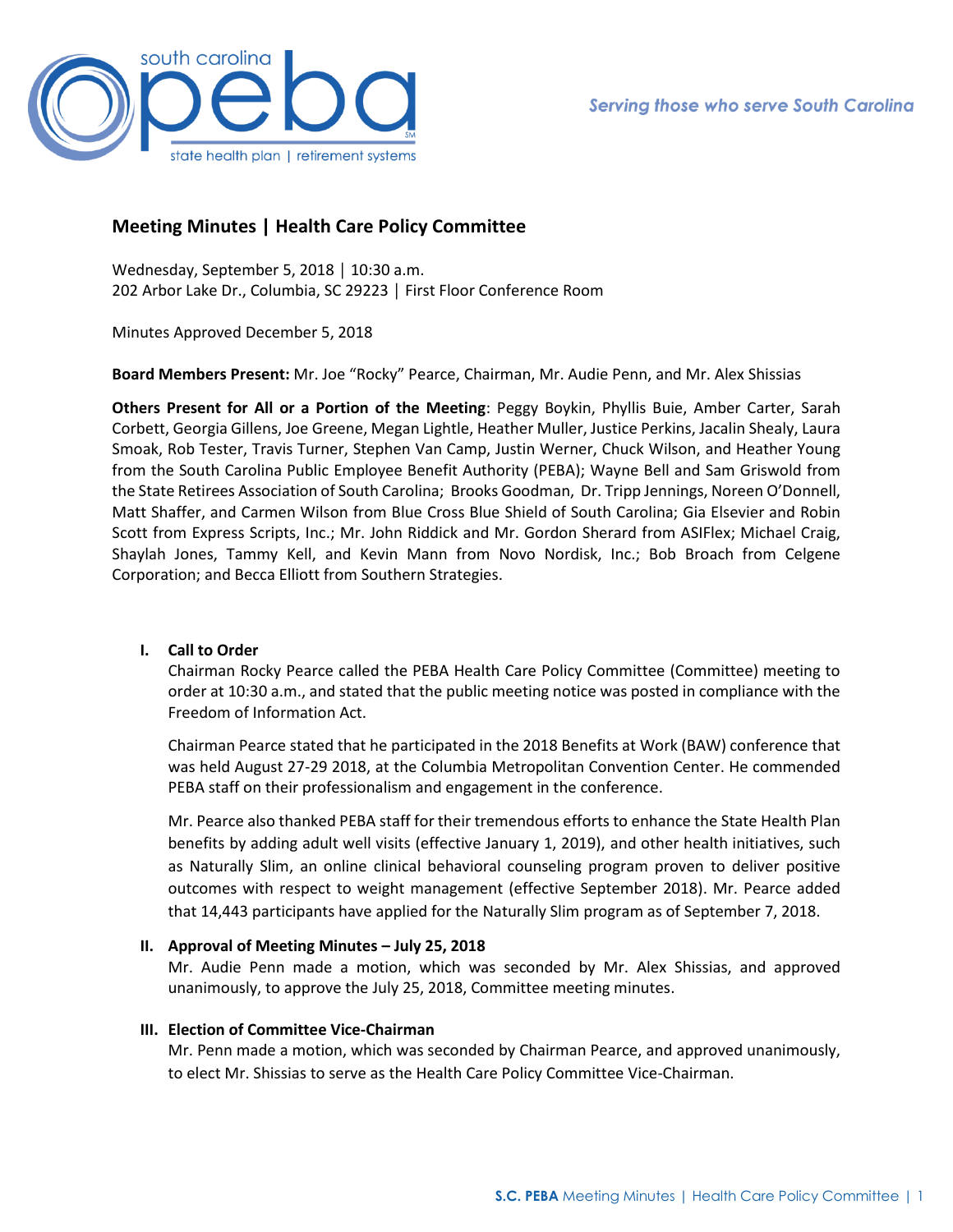# Meeting Minutes | Health Care Policy Committee

Wednesday, September 5, 2018 │ 10:30 a.m.
202 Arbor Lake Dr., Columbia, SC 29223 │ First Floor Conference Room

Minutes Approved December 5, 2018

**Board Members Present:** Mr. Joe "Rocky" Pearce, Chairman, Mr. Audie Penn, and Mr. Alex Shissias

**Others Present for All or a Portion of the Meeting**: Peggy Boykin, Phyllis Buie, Amber Carter, Sarah Corbett, Georgia Gillens, Joe Greene, Megan Lightle, Heather Muller, Justice Perkins, Jacalin Shealy, Laura Smoak, Rob Tester, Travis Turner, Stephen Van Camp, Justin Werner, Chuck Wilson, and Heather Young from the South Carolina Public Employee Benefit Authority (PEBA); Wayne Bell and Sam Griswold from the State Retirees Association of South Carolina; Brooks Goodman, Dr. Tripp Jennings, Noreen O'Donnell, Matt Shaffer, and Carmen Wilson from Blue Cross Blue Shield of South Carolina; Gia Elsevier and Robin Scott from Express Scripts, Inc.; Mr. John Riddick and Mr. Gordon Sherard from ASIFlex; Michael Craig, Shaylah Jones, Tammy Kell, and Kevin Mann from Novo Nordisk, Inc.; Bob Broach from Celgene Corporation; and Becca Elliott from Southern Strategies.

## I. Call to Order

Chairman Rocky Pearce called the PEBA Health Care Policy Committee (Committee) meeting to order at 10:30 a.m., and stated that the public meeting notice was posted in compliance with the Freedom of Information Act.

Chairman Pearce stated that he participated in the 2018 Benefits at Work (BAW) conference that was held August 27-29 2018, at the Columbia Metropolitan Convention Center. He commended PEBA staff on their professionalism and engagement in the conference.

Mr. Pearce also thanked PEBA staff for their tremendous efforts to enhance the State Health Plan benefits by adding adult well visits (effective January 1, 2019), and other health initiatives, such as Naturally Slim, an online clinical behavioral counseling program proven to deliver positive outcomes with respect to weight management (effective September 2018). Mr. Pearce added that 14,443 participants have applied for the Naturally Slim program as of September 7, 2018.

## II. Approval of Meeting Minutes – July 25, 2018

Mr. Audie Penn made a motion, which was seconded by Mr. Alex Shissias, and approved unanimously, to approve the July 25, 2018, Committee meeting minutes.

## III. Election of Committee Vice-Chairman

Mr. Penn made a motion, which was seconded by Chairman Pearce, and approved unanimously, to elect Mr. Shissias to serve as the Health Care Policy Committee Vice-Chairman.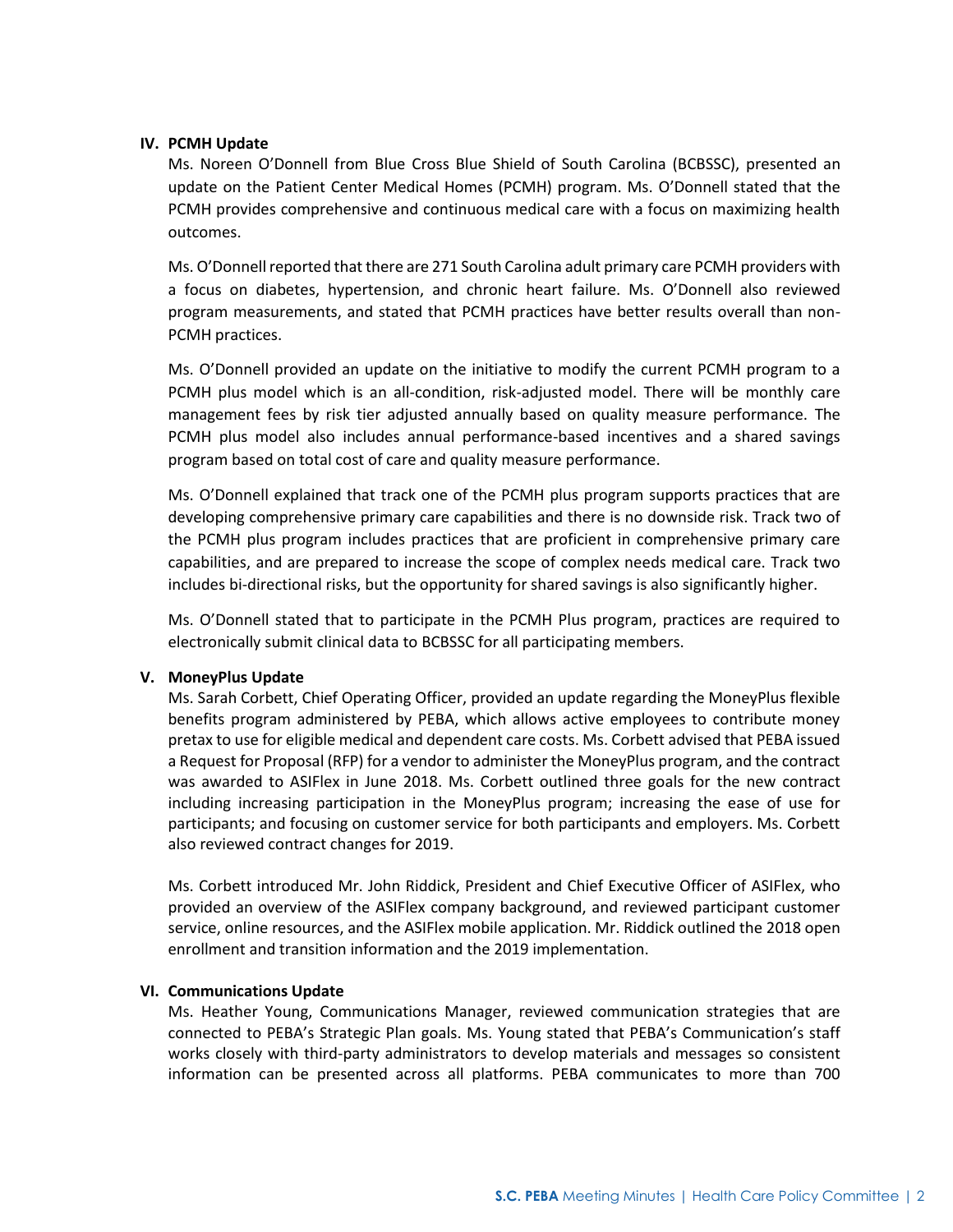## IV. PCMH Update

Ms. Noreen O'Donnell from Blue Cross Blue Shield of South Carolina (BCBSSC), presented an update on the Patient Center Medical Homes (PCMH) program. Ms. O'Donnell stated that the PCMH provides comprehensive and continuous medical care with a focus on maximizing health outcomes.

Ms. O'Donnell reported that there are 271 South Carolina adult primary care PCMH providers with a focus on diabetes, hypertension, and chronic heart failure. Ms. O'Donnell also reviewed program measurements, and stated that PCMH practices have better results overall than non-PCMH practices.

Ms. O'Donnell provided an update on the initiative to modify the current PCMH program to a PCMH plus model which is an all-condition, risk-adjusted model. There will be monthly care management fees by risk tier adjusted annually based on quality measure performance. The PCMH plus model also includes annual performance-based incentives and a shared savings program based on total cost of care and quality measure performance.

Ms. O'Donnell explained that track one of the PCMH plus program supports practices that are developing comprehensive primary care capabilities and there is no downside risk. Track two of the PCMH plus program includes practices that are proficient in comprehensive primary care capabilities, and are prepared to increase the scope of complex needs medical care. Track two includes bi-directional risks, but the opportunity for shared savings is also significantly higher.

Ms. O'Donnell stated that to participate in the PCMH Plus program, practices are required to electronically submit clinical data to BCBSSC for all participating members.

## V. MoneyPlus Update

Ms. Sarah Corbett, Chief Operating Officer, provided an update regarding the MoneyPlus flexible benefits program administered by PEBA, which allows active employees to contribute money pretax to use for eligible medical and dependent care costs. Ms. Corbett advised that PEBA issued a Request for Proposal (RFP) for a vendor to administer the MoneyPlus program, and the contract was awarded to ASIFlex in June 2018. Ms. Corbett outlined three goals for the new contract including increasing participation in the MoneyPlus program; increasing the ease of use for participants; and focusing on customer service for both participants and employers. Ms. Corbett also reviewed contract changes for 2019.

Ms. Corbett introduced Mr. John Riddick, President and Chief Executive Officer of ASIFlex, who provided an overview of the ASIFlex company background, and reviewed participant customer service, online resources, and the ASIFlex mobile application. Mr. Riddick outlined the 2018 open enrollment and transition information and the 2019 implementation.

## VI. Communications Update

Ms. Heather Young, Communications Manager, reviewed communication strategies that are connected to PEBA's Strategic Plan goals. Ms. Young stated that PEBA's Communication's staff works closely with third-party administrators to develop materials and messages so consistent information can be presented across all platforms. PEBA communicates to more than 700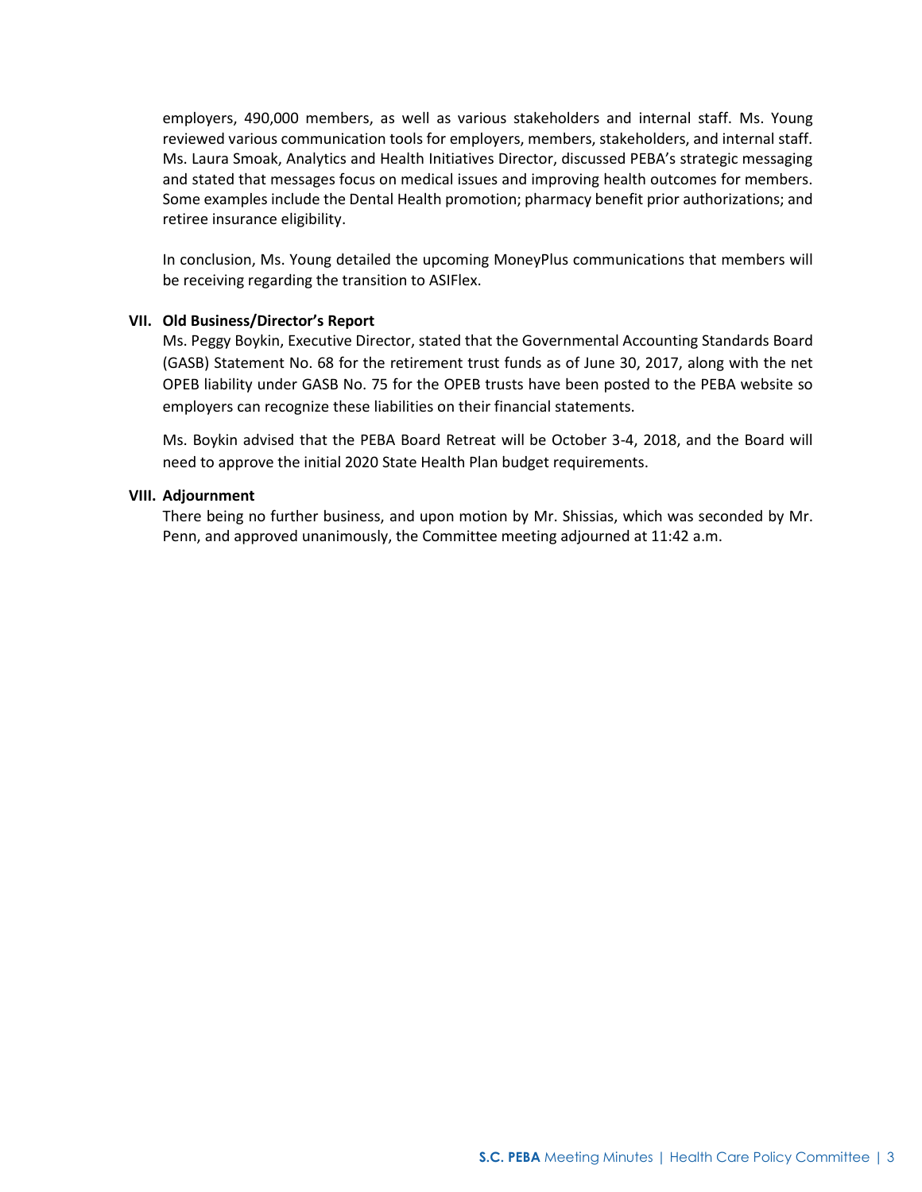employers, 490,000 members, as well as various stakeholders and internal staff. Ms. Young reviewed various communication tools for employers, members, stakeholders, and internal staff. Ms. Laura Smoak, Analytics and Health Initiatives Director, discussed PEBA's strategic messaging and stated that messages focus on medical issues and improving health outcomes for members. Some examples include the Dental Health promotion; pharmacy benefit prior authorizations; and retiree insurance eligibility.

In conclusion, Ms. Young detailed the upcoming MoneyPlus communications that members will be receiving regarding the transition to ASIFlex.

**VII. Old Business/Director's Report**

Ms. Peggy Boykin, Executive Director, stated that the Governmental Accounting Standards Board (GASB) Statement No. 68 for the retirement trust funds as of June 30, 2017, along with the net OPEB liability under GASB No. 75 for the OPEB trusts have been posted to the PEBA website so employers can recognize these liabilities on their financial statements.

Ms. Boykin advised that the PEBA Board Retreat will be October 3-4, 2018, and the Board will need to approve the initial 2020 State Health Plan budget requirements.

**VIII. Adjournment**

There being no further business, and upon motion by Mr. Shissias, which was seconded by Mr. Penn, and approved unanimously, the Committee meeting adjourned at 11:42 a.m.